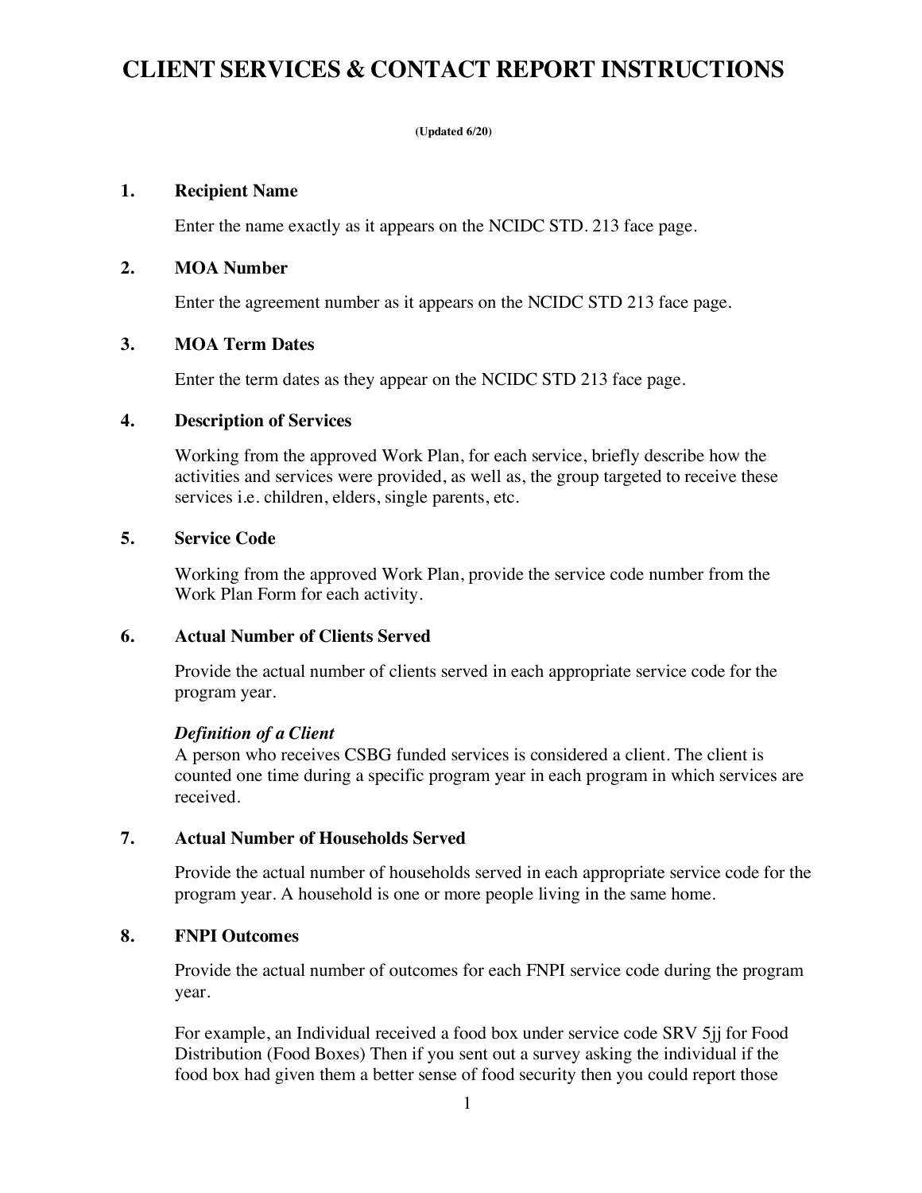# CLIENT SERVICES & CONTACT REPORT INSTRUCTIONS

**(Updated 6/20)**

**1. Recipient Name**

Enter the name exactly as it appears on the NCIDC STD. 213 face page.

**2. MOA Number**

Enter the agreement number as it appears on the NCIDC STD 213 face page.

**3. MOA Term Dates**

Enter the term dates as they appear on the NCIDC STD 213 face page.

**4. Description of Services**

Working from the approved Work Plan, for each service, briefly describe how the activities and services were provided, as well as, the group targeted to receive these services i.e. children, elders, single parents, etc.

**5. Service Code**

Working from the approved Work Plan, provide the service code number from the Work Plan Form for each activity.

**6. Actual Number of Clients Served**

Provide the actual number of clients served in each appropriate service code for the program year.

***Definition of a Client***
A person who receives CSBG funded services is considered a client. The client is counted one time during a specific program year in each program in which services are received.

**7. Actual Number of Households Served**

Provide the actual number of households served in each appropriate service code for the program year. A household is one or more people living in the same home.

**8. FNPI Outcomes**

Provide the actual number of outcomes for each FNPI service code during the program year.

For example, an Individual received a food box under service code SRV 5jj for Food Distribution (Food Boxes) Then if you sent out a survey asking the individual if the food box had given them a better sense of food security then you could report those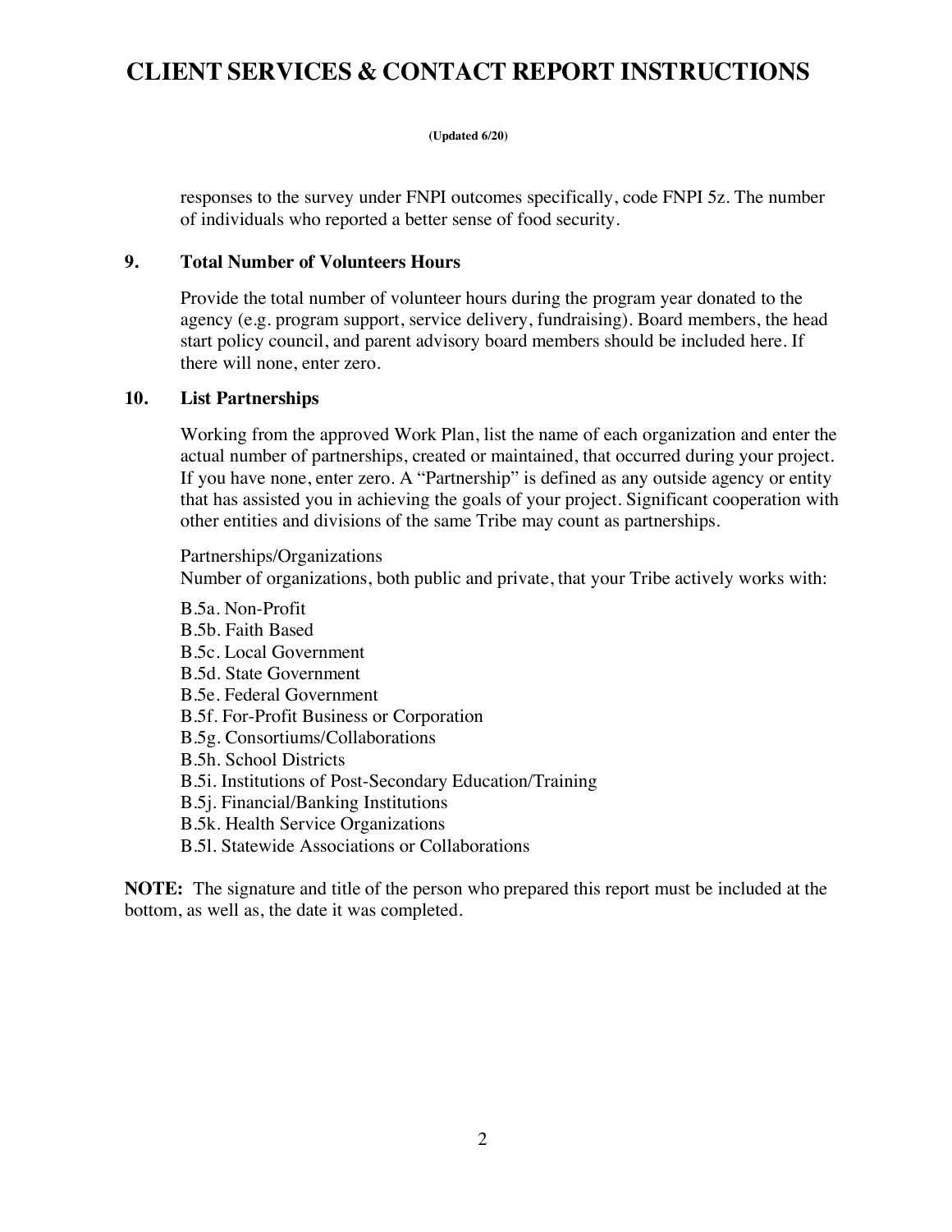responses to the survey under FNPI outcomes specifically, code FNPI 5z. The number of individuals who reported a better sense of food security.

### 9. Total Number of Volunteers Hours

Provide the total number of volunteer hours during the program year donated to the agency (e.g. program support, service delivery, fundraising). Board members, the head start policy council, and parent advisory board members should be included here. If there will none, enter zero.

### 10. List Partnerships

Working from the approved Work Plan, list the name of each organization and enter the actual number of partnerships, created or maintained, that occurred during your project. If you have none, enter zero. A "Partnership" is defined as any outside agency or entity that has assisted you in achieving the goals of your project. Significant cooperation with other entities and divisions of the same Tribe may count as partnerships.

Partnerships/Organizations
Number of organizations, both public and private, that your Tribe actively works with:

B.5a. Non-Profit
B.5b. Faith Based
B.5c. Local Government
B.5d. State Government
B.5e. Federal Government
B.5f. For-Profit Business or Corporation
B.5g. Consortiums/Collaborations
B.5h. School Districts
B.5i. Institutions of Post-Secondary Education/Training
B.5j. Financial/Banking Institutions
B.5k. Health Service Organizations
B.5l. Statewide Associations or Collaborations

**NOTE:** The signature and title of the person who prepared this report must be included at the bottom, as well as, the date it was completed.